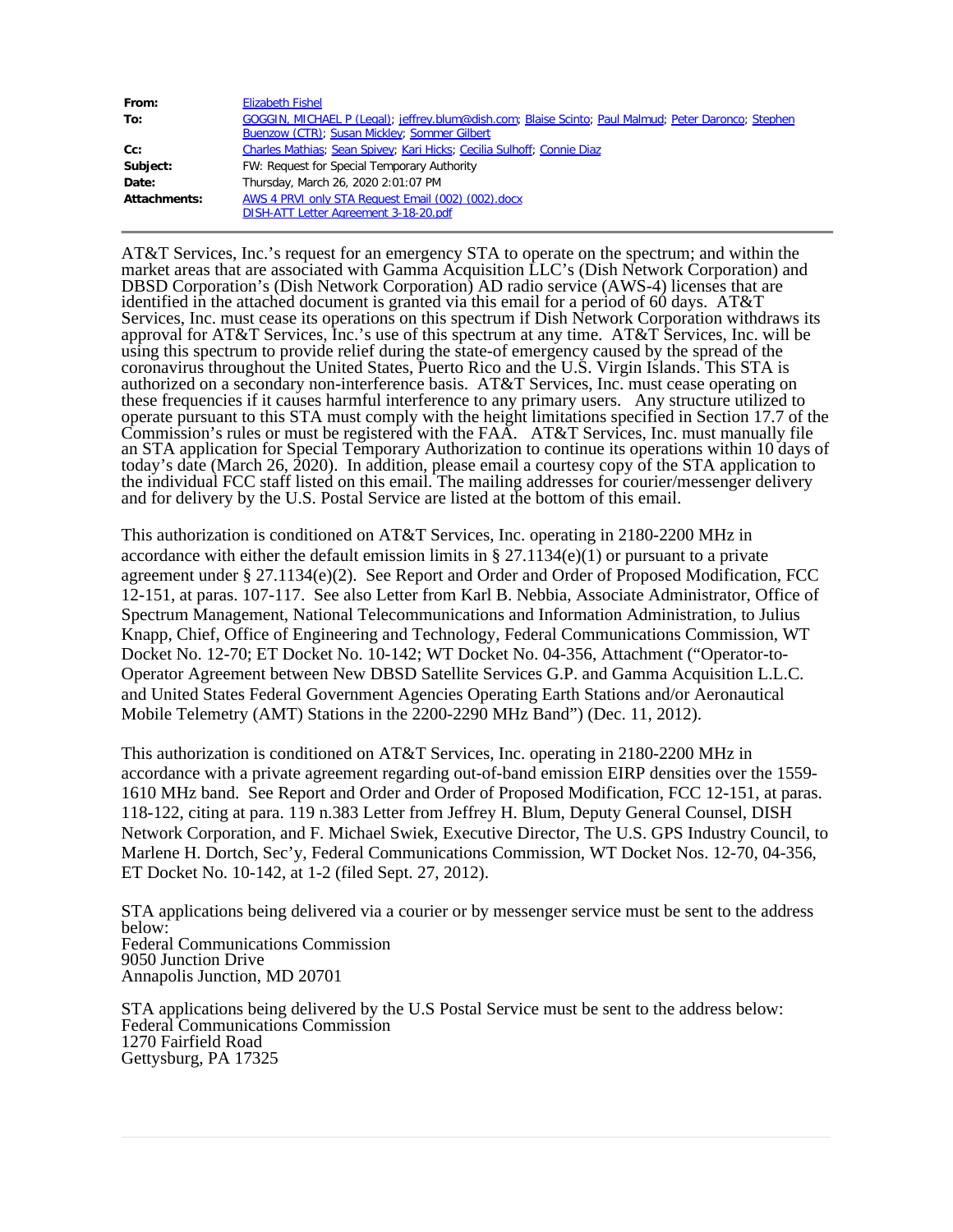| | |
|---|---|
| **From:** | Elizabeth Fishel |
| **To:** | GOGGIN, MICHAEL P (Legal); jeffrey.blum@dish.com; Blaise Scinto; Paul Malmud; Peter Daronco; Stephen Buenzow (CTR); Susan Mickley; Sommer Gilbert |
| **Cc:** | Charles Mathias; Sean Spivey; Kari Hicks; Cecilia Sulhoff; Connie Diaz |
| **Subject:** | FW: Request for Special Temporary Authority |
| **Date:** | Thursday, March 26, 2020 2:01:07 PM |
| **Attachments:** | AWS 4 PRVI only STA Request Email (002) (002).docx<br>DISH-ATT Letter Agreement 3-18-20.pdf |

AT&T Services, Inc.'s request for an emergency STA to operate on the spectrum; and within the market areas that are associated with Gamma Acquisition LLC's (Dish Network Corporation) and DBSD Corporation's (Dish Network Corporation) AD radio service (AWS-4) licenses that are identified in the attached document is granted via this email for a period of 60 days. AT&T Services, Inc. must cease its operations on this spectrum if Dish Network Corporation withdraws its approval for AT&T Services, Inc.'s use of this spectrum at any time. AT&T Services, Inc. will be using this spectrum to provide relief during the state-of emergency caused by the spread of the coronavirus throughout the United States, Puerto Rico and the U.S. Virgin Islands. This STA is authorized on a secondary non-interference basis. AT&T Services, Inc. must cease operating on these frequencies if it causes harmful interference to any primary users. Any structure utilized to operate pursuant to this STA must comply with the height limitations specified in Section 17.7 of the Commission's rules or must be registered with the FAA. AT&T Services, Inc. must manually file an STA application for Special Temporary Authorization to continue its operations within 10 days of today's date (March 26, 2020). In addition, please email a courtesy copy of the STA application to the individual FCC staff listed on this email. The mailing addresses for courier/messenger delivery and for delivery by the U.S. Postal Service are listed at the bottom of this email.

This authorization is conditioned on AT&T Services, Inc. operating in 2180-2200 MHz in accordance with either the default emission limits in § 27.1134(e)(1) or pursuant to a private agreement under § 27.1134(e)(2). See Report and Order and Order of Proposed Modification, FCC 12-151, at paras. 107-117. See also Letter from Karl B. Nebbia, Associate Administrator, Office of Spectrum Management, National Telecommunications and Information Administration, to Julius Knapp, Chief, Office of Engineering and Technology, Federal Communications Commission, WT Docket No. 12-70; ET Docket No. 10-142; WT Docket No. 04-356, Attachment ("Operator-to-Operator Agreement between New DBSD Satellite Services G.P. and Gamma Acquisition L.L.C. and United States Federal Government Agencies Operating Earth Stations and/or Aeronautical Mobile Telemetry (AMT) Stations in the 2200-2290 MHz Band") (Dec. 11, 2012).

This authorization is conditioned on AT&T Services, Inc. operating in 2180-2200 MHz in accordance with a private agreement regarding out-of-band emission EIRP densities over the 1559-1610 MHz band. See Report and Order and Order of Proposed Modification, FCC 12-151, at paras. 118-122, citing at para. 119 n.383 Letter from Jeffrey H. Blum, Deputy General Counsel, DISH Network Corporation, and F. Michael Swiek, Executive Director, The U.S. GPS Industry Council, to Marlene H. Dortch, Sec'y, Federal Communications Commission, WT Docket Nos. 12-70, 04-356, ET Docket No. 10-142, at 1-2 (filed Sept. 27, 2012).

STA applications being delivered via a courier or by messenger service must be sent to the address below:
Federal Communications Commission
9050 Junction Drive
Annapolis Junction, MD 20701

STA applications being delivered by the U.S Postal Service must be sent to the address below:
Federal Communications Commission
1270 Fairfield Road
Gettysburg, PA 17325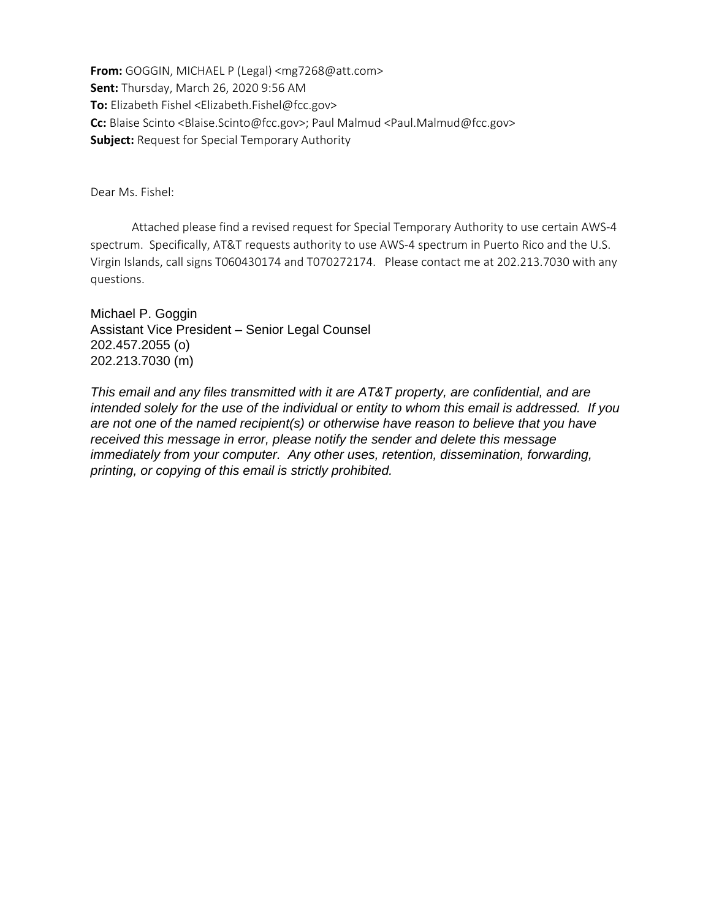**From:** GOGGIN, MICHAEL P (Legal) <mg7268@att.com>
**Sent:** Thursday, March 26, 2020 9:56 AM
**To:** Elizabeth Fishel <Elizabeth.Fishel@fcc.gov>
**Cc:** Blaise Scinto <Blaise.Scinto@fcc.gov>; Paul Malmud <Paul.Malmud@fcc.gov>
**Subject:** Request for Special Temporary Authority

Dear Ms. Fishel:

Attached please find a revised request for Special Temporary Authority to use certain AWS-4 spectrum. Specifically, AT&T requests authority to use AWS-4 spectrum in Puerto Rico and the U.S. Virgin Islands, call signs T060430174 and T070272174. Please contact me at 202.213.7030 with any questions.

Michael P. Goggin
Assistant Vice President – Senior Legal Counsel
202.457.2055 (o)
202.213.7030 (m)

*This email and any files transmitted with it are AT&T property, are confidential, and are intended solely for the use of the individual or entity to whom this email is addressed. If you are not one of the named recipient(s) or otherwise have reason to believe that you have received this message in error, please notify the sender and delete this message immediately from your computer. Any other uses, retention, dissemination, forwarding, printing, or copying of this email is strictly prohibited.*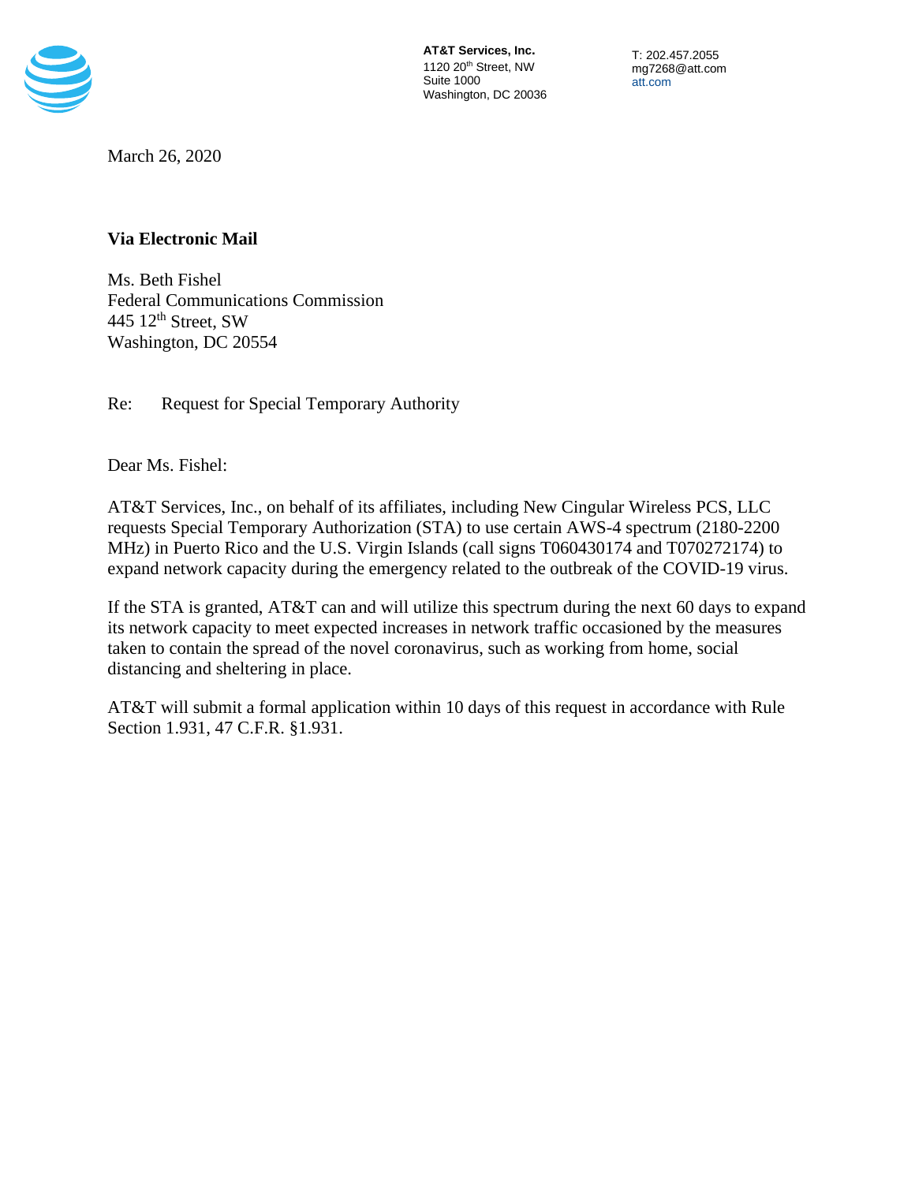**AT&T Services, Inc.**
1120 20th Street, NW
Suite 1000
Washington, DC 20036

T: 202.457.2055
mg7268@att.com
att.com

March 26, 2020

**Via Electronic Mail**

Ms. Beth Fishel
Federal Communications Commission
445 12th Street, SW
Washington, DC 20554

Re: Request for Special Temporary Authority

Dear Ms. Fishel:

AT&T Services, Inc., on behalf of its affiliates, including New Cingular Wireless PCS, LLC requests Special Temporary Authorization (STA) to use certain AWS-4 spectrum (2180-2200 MHz) in Puerto Rico and the U.S. Virgin Islands (call signs T060430174 and T070272174) to expand network capacity during the emergency related to the outbreak of the COVID-19 virus.

If the STA is granted, AT&T can and will utilize this spectrum during the next 60 days to expand its network capacity to meet expected increases in network traffic occasioned by the measures taken to contain the spread of the novel coronavirus, such as working from home, social distancing and sheltering in place.

AT&T will submit a formal application within 10 days of this request in accordance with Rule Section 1.931, 47 C.F.R. §1.931.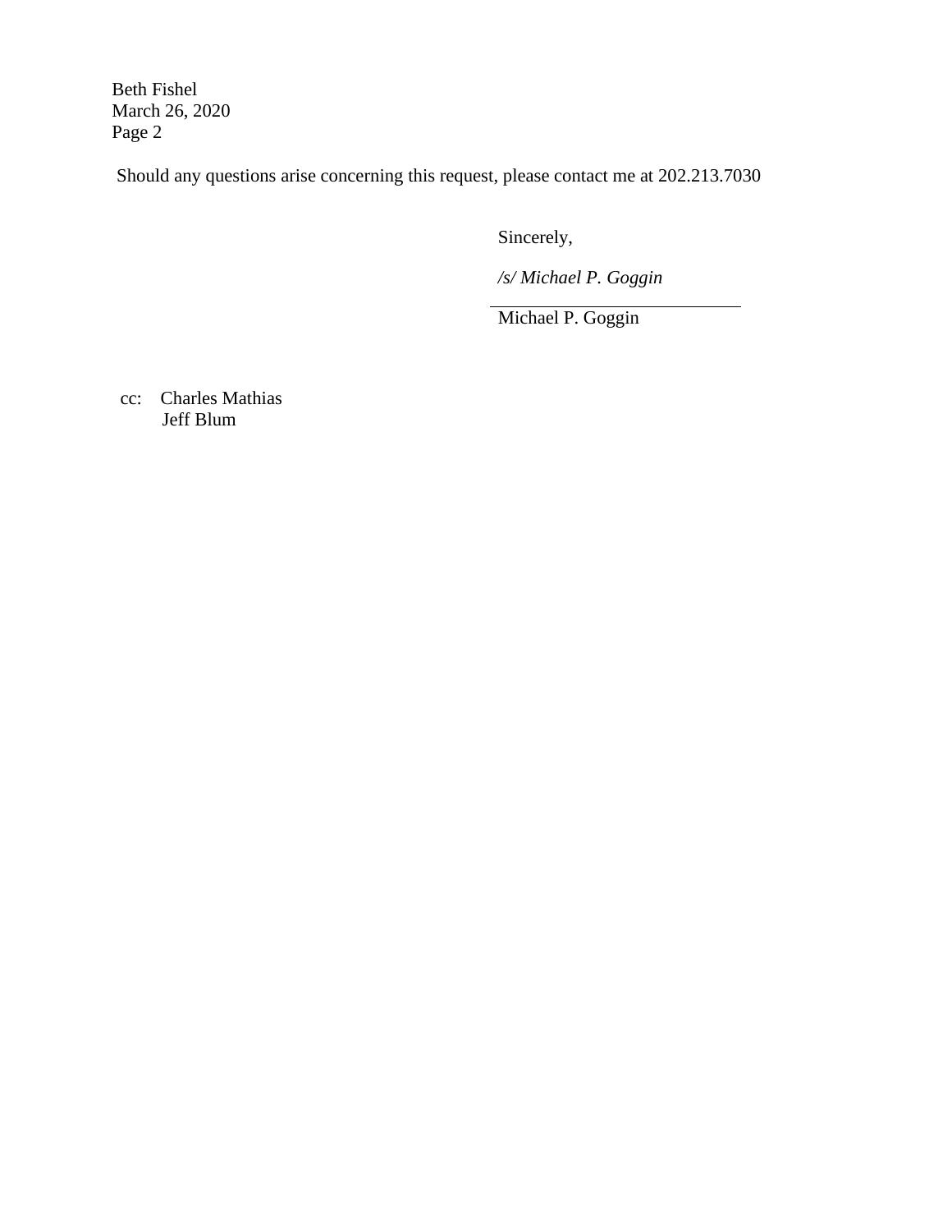Should any questions arise concerning this request, please contact me at 202.213.7030

Sincerely,

*/s/ Michael P. Goggin*

Michael P. Goggin

cc: Charles Mathias
Jeff Blum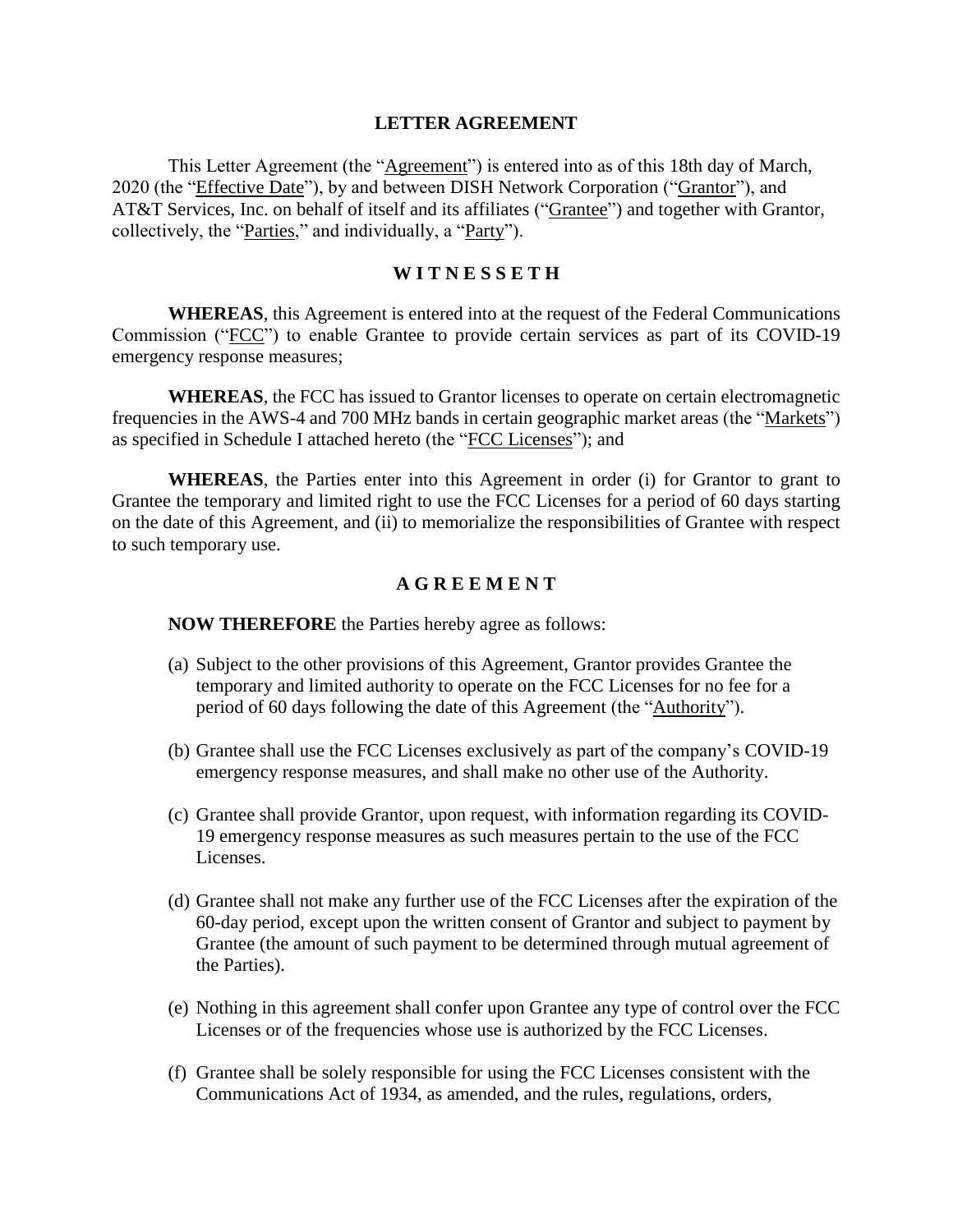# LETTER AGREEMENT

This Letter Agreement (the "Agreement") is entered into as of this 18th day of March, 2020 (the "Effective Date"), by and between DISH Network Corporation ("Grantor"), and AT&T Services, Inc. on behalf of itself and its affiliates ("Grantee") and together with Grantor, collectively, the "Parties," and individually, a "Party").

## W I T N E S S E T H

**WHEREAS**, this Agreement is entered into at the request of the Federal Communications Commission ("FCC") to enable Grantee to provide certain services as part of its COVID-19 emergency response measures;

**WHEREAS**, the FCC has issued to Grantor licenses to operate on certain electromagnetic frequencies in the AWS-4 and 700 MHz bands in certain geographic market areas (the "Markets") as specified in Schedule I attached hereto (the "FCC Licenses"); and

**WHEREAS**, the Parties enter into this Agreement in order (i) for Grantor to grant to Grantee the temporary and limited right to use the FCC Licenses for a period of 60 days starting on the date of this Agreement, and (ii) to memorialize the responsibilities of Grantee with respect to such temporary use.

## A G R E E M E N T

**NOW THEREFORE** the Parties hereby agree as follows:

(a) Subject to the other provisions of this Agreement, Grantor provides Grantee the temporary and limited authority to operate on the FCC Licenses for no fee for a period of 60 days following the date of this Agreement (the "Authority").

(b) Grantee shall use the FCC Licenses exclusively as part of the company's COVID-19 emergency response measures, and shall make no other use of the Authority.

(c) Grantee shall provide Grantor, upon request, with information regarding its COVID-19 emergency response measures as such measures pertain to the use of the FCC Licenses.

(d) Grantee shall not make any further use of the FCC Licenses after the expiration of the 60-day period, except upon the written consent of Grantor and subject to payment by Grantee (the amount of such payment to be determined through mutual agreement of the Parties).

(e) Nothing in this agreement shall confer upon Grantee any type of control over the FCC Licenses or of the frequencies whose use is authorized by the FCC Licenses.

(f) Grantee shall be solely responsible for using the FCC Licenses consistent with the Communications Act of 1934, as amended, and the rules, regulations, orders,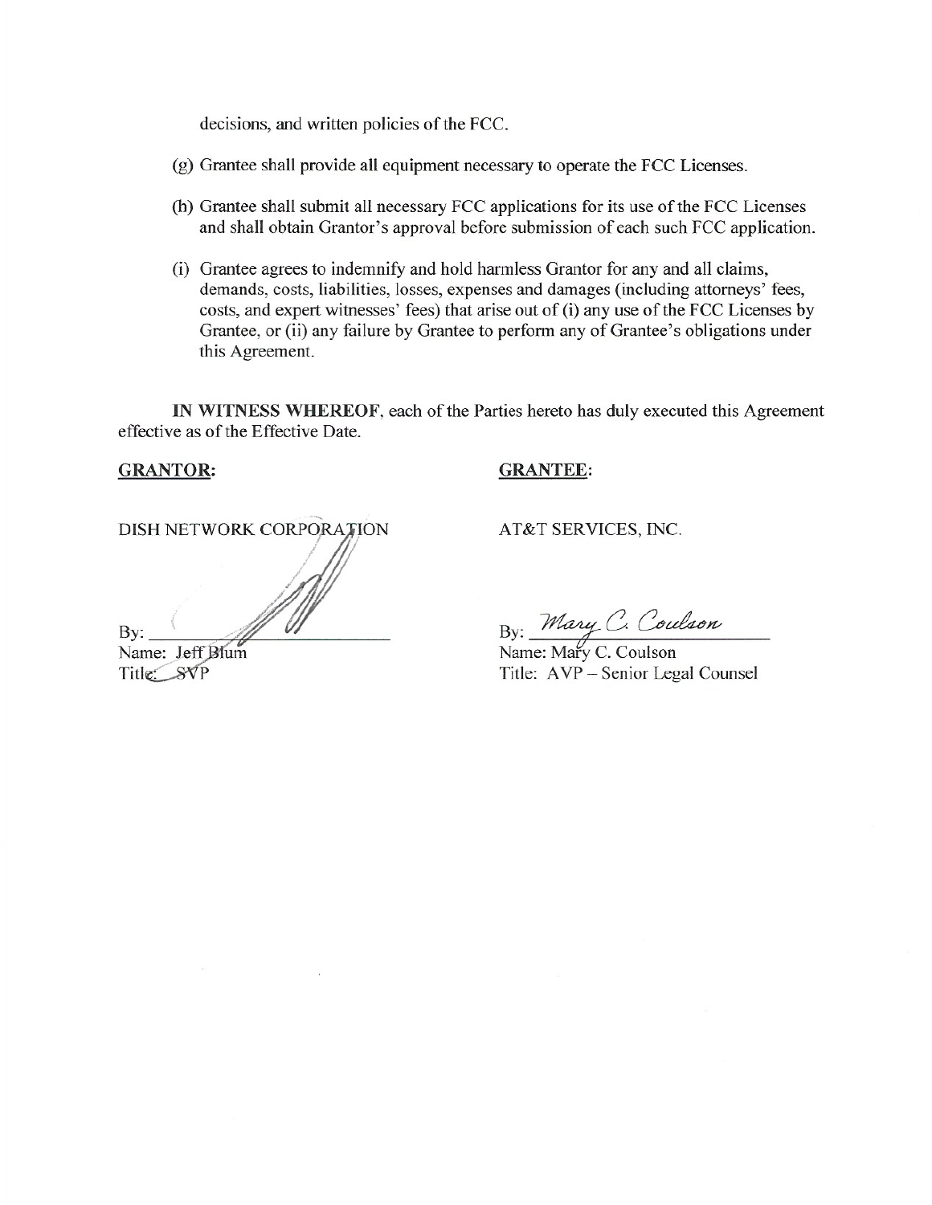decisions, and written policies of the FCC.

(g) Grantee shall provide all equipment necessary to operate the FCC Licenses.

(h) Grantee shall submit all necessary FCC applications for its use of the FCC Licenses and shall obtain Grantor's approval before submission of each such FCC application.

(i) Grantee agrees to indemnify and hold harmless Grantor for any and all claims, demands, costs, liabilities, losses, expenses and damages (including attorneys' fees, costs, and expert witnesses' fees) that arise out of (i) any use of the FCC Licenses by Grantee, or (ii) any failure by Grantee to perform any of Grantee's obligations under this Agreement.

**IN WITNESS WHEREOF**, each of the Parties hereto has duly executed this Agreement effective as of the Effective Date.

**GRANTOR:**

DISH NETWORK CORPORATION

By: ______________________

Name: Jeff Blum

Title: SVP

**GRANTEE:**

AT&T SERVICES, INC.

By: *Mary C. Coulson*

Name: Mary C. Coulson

Title: AVP – Senior Legal Counsel